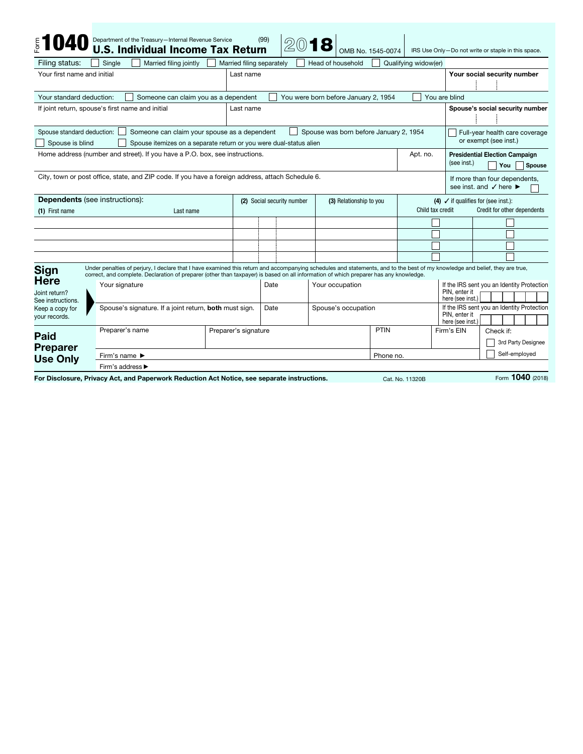# Form 1040 — Department of the Treasury—Internal Revenue Service (99)

## U.S. Individual Income Tax Return 2018

OMB No. 1545-0074 | IRS Use Only—Do not write or staple in this space.

**Filing status:** ☐ Single ☐ Married filing jointly ☐ Married filing separately ☐ Head of household ☐ Qualifying widow(er)

| Your first name and initial | Last name | **Your social security number** |
|---|---|---|
| | | |

Your standard deduction: ☐ Someone can claim you as a dependent ☐ You were born before January 2, 1954 ☐ You are blind

| If joint return, spouse's first name and initial | Last name | **Spouse's social security number** |
|---|---|---|
| | | |

Spouse standard deduction: ☐ Someone can claim your spouse as a dependent ☐ Spouse was born before January 2, 1954
☐ Spouse is blind ☐ Spouse itemizes on a separate return or you were dual-status alien

☐ Full-year health care coverage or exempt (see inst.)

| Home address (number and street). If you have a P.O. box, see instructions. | Apt. no. | **Presidential Election Campaign** (see inst.) ☐ You ☐ Spouse |
|---|---|---|
| | | |

| City, town or post office, state, and ZIP code. If you have a foreign address, attach Schedule 6. | If more than four dependents, see inst. and ✓ here ► ☐ |
|---|---|
| | |

**Dependents** (see instructions):

| (1) First name | Last name | (2) Social security number | (3) Relationship to you | (4) ✓ if qualifies for (see inst.): Child tax credit | Credit for other dependents |
|---|---|---|---|---|---|
| | | | | ☐ | ☐ |
| | | | | ☐ | ☐ |
| | | | | ☐ | ☐ |
| | | | | ☐ | ☐ |

## Sign Here

Joint return? See instructions. Keep a copy for your records.

Under penalties of perjury, I declare that I have examined this return and accompanying schedules and statements, and to the best of my knowledge and belief, they are true, correct, and complete. Declaration of preparer (other than taxpayer) is based on all information of which preparer has any knowledge.

| Your signature | Date | Your occupation | If the IRS sent you an Identity Protection PIN, enter it here (see inst.) |
|---|---|---|---|
| Spouse's signature. If a joint return, **both** must sign. | Date | Spouse's occupation | If the IRS sent you an Identity Protection PIN, enter it here (see inst.) |

## Paid Preparer Use Only

| Preparer's name | Preparer's signature | PTIN | Firm's EIN | Check if: ☐ 3rd Party Designee ☐ Self-employed |
|---|---|---|---|---|
| Firm's name ► | | Phone no. | | |
| Firm's address ► | | | | |

**For Disclosure, Privacy Act, and Paperwork Reduction Act Notice, see separate instructions.** Cat. No. 11320B Form **1040** (2018)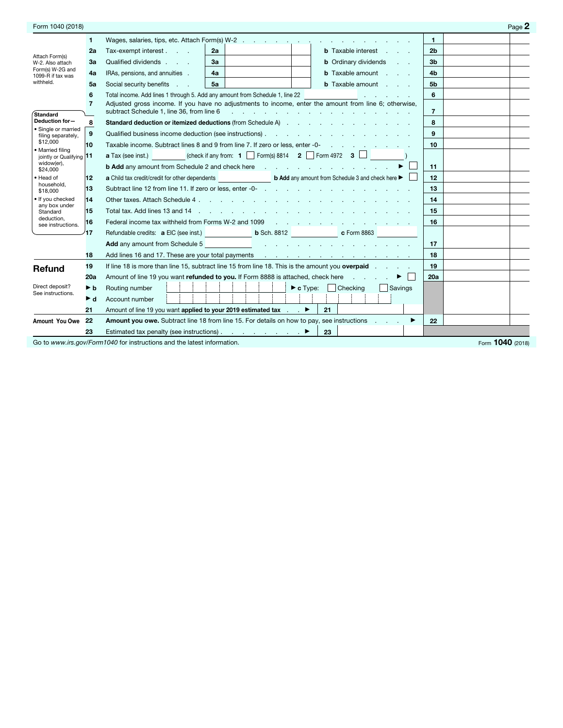| | | | |
|---|---|---|---|
| | **1** | Wages, salaries, tips, etc. Attach Form(s) W-2 | **1** |
| Attach Form(s) W-2. Also attach Form(s) W-2G and 1099-R if tax was withheld. | **2a** | Tax-exempt interest **2a** ___ **b** Taxable interest | **2b** |
| | **3a** | Qualified dividends **3a** ___ **b** Ordinary dividends | **3b** |
| | **4a** | IRAs, pensions, and annuities **4a** ___ **b** Taxable amount | **4b** |
| | **5a** | Social security benefits **5a** ___ **b** Taxable amount | **5b** |
| | **6** | Total income. Add lines 1 through 5. Add any amount from Schedule 1, line 22 | **6** |
| | **7** | Adjusted gross income. If you have no adjustments to income, enter the amount from line 6; otherwise, subtract Schedule 1, line 36, from line 6 | **7** |
| **Standard Deduction for—** | **8** | **Standard deduction or itemized deductions** (from Schedule A) | **8** |
| • Single or married filing separately, $12,000 | **9** | Qualified business income deduction (see instructions) | **9** |
| • Married filing jointly or Qualifying widow(er), $24,000 | **10** | Taxable income. Subtract lines 8 and 9 from line 7. If zero or less, enter -0- | **10** |
| • Head of household, $18,000 | **11** | **a** Tax (see inst.) ___ (check if any from: **1** ☐ Form(s) 8814 **2** ☐ Form 4972 **3** ☐ ___ ) **b Add** any amount from Schedule 2 and check here ▶ ☐ | **11** |
| • If you checked any box under Standard deduction, see instructions. | **12** | **a** Child tax credit/credit for other dependents ___ **b Add** any amount from Schedule 3 and check here ▶ ☐ | **12** |
| | **13** | Subtract line 12 from line 11. If zero or less, enter -0- | **13** |
| | **14** | Other taxes. Attach Schedule 4 | **14** |
| | **15** | Total tax. Add lines 13 and 14 | **15** |
| | **16** | Federal income tax withheld from Forms W-2 and 1099 | **16** |
| | **17** | Refundable credits: **a** EIC (see inst.) ___ **b** Sch. 8812 ___ **c** Form 8863 ___ **Add** any amount from Schedule 5 ___ | **17** |
| | **18** | Add lines 16 and 17. These are your total payments | **18** |
| **Refund** | **19** | If line 18 is more than line 15, subtract line 15 from line 18. This is the amount you **overpaid** | **19** |
| | **20a** | Amount of line 19 you want **refunded to you.** If Form 8888 is attached, check here ▶ ☐ | **20a** |
| Direct deposit? See instructions. | ▶ **b** | Routing number ___ ▶ **c** Type: ☐ Checking ☐ Savings | |
| | ▶ **d** | Account number ___ | |
| | **21** | Amount of line 19 you want **applied to your 2019 estimated tax** ▶ **21** ___ | |
| **Amount You Owe** | **22** | **Amount you owe.** Subtract line 18 from line 15. For details on how to pay, see instructions ▶ | **22** |
| | **23** | Estimated tax penalty (see instructions) ▶ **23** ___ | |

Go to *www.irs.gov/Form1040* for instructions and the latest information.

Form **1040** (2018)